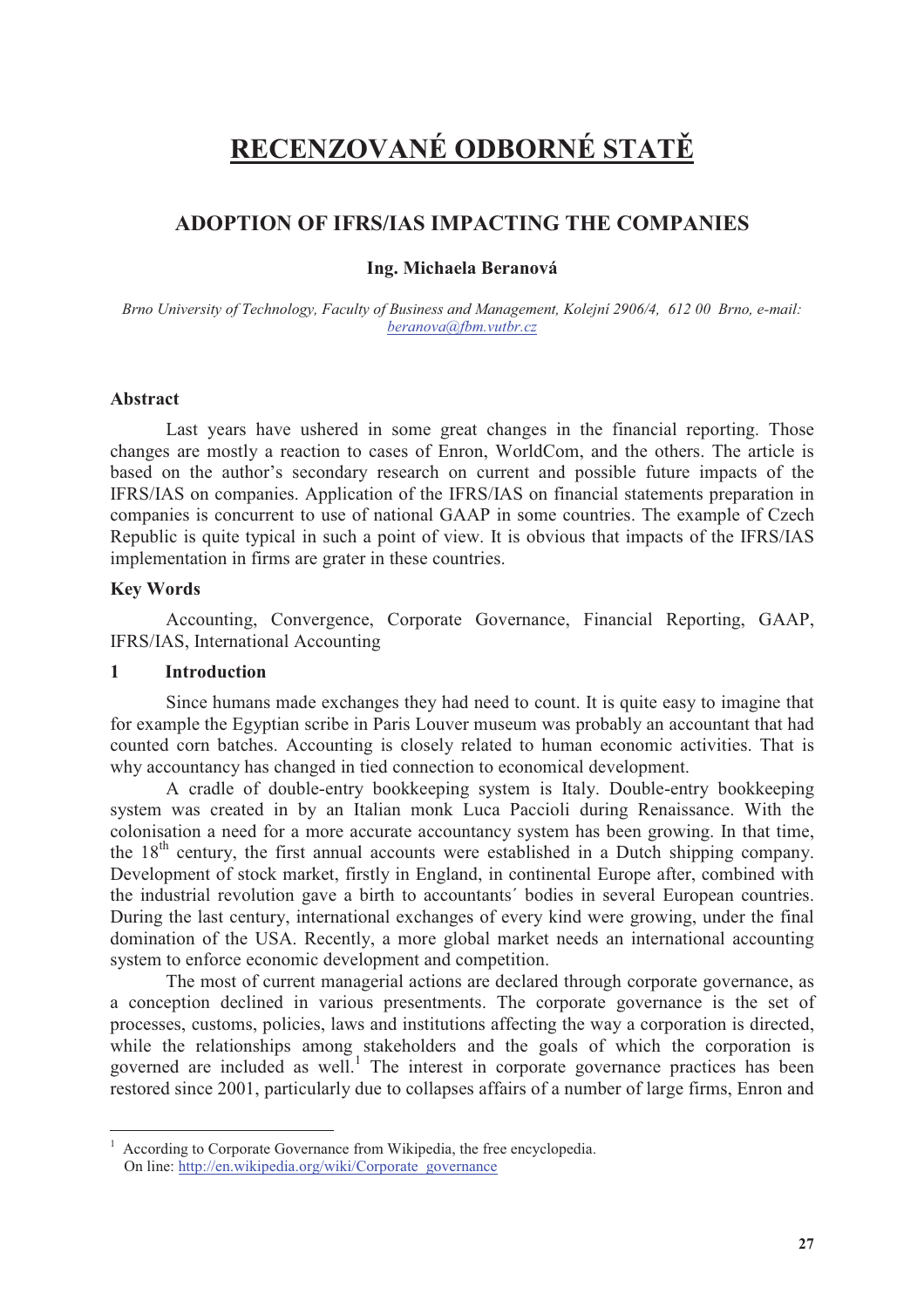# RECENZOVANÉ ODBORNÉ STATĚ

## ADOPTION OF IFRS/IAS IMPACTING THE COMPANIES

**Ing. Michaela Beranová**

*Brno University of Technology, Faculty of Business and Management, Kolejní 2906/4, 612 00 Brno, e-mail: beranova@fbm.vutbr.cz*

### Abstract

Last years have ushered in some great changes in the financial reporting. Those changes are mostly a reaction to cases of Enron, WorldCom, and the others. The article is based on the author's secondary research on current and possible future impacts of the IFRS/IAS on companies. Application of the IFRS/IAS on financial statements preparation in companies is concurrent to use of national GAAP in some countries. The example of Czech Republic is quite typical in such a point of view. It is obvious that impacts of the IFRS/IAS implementation in firms are grater in these countries.

### Key Words

Accounting, Convergence, Corporate Governance, Financial Reporting, GAAP, IFRS/IAS, International Accounting

### 1 Introduction

Since humans made exchanges they had need to count. It is quite easy to imagine that for example the Egyptian scribe in Paris Louver museum was probably an accountant that had counted corn batches. Accounting is closely related to human economic activities. That is why accountancy has changed in tied connection to economical development.

A cradle of double-entry bookkeeping system is Italy. Double-entry bookkeeping system was created in by an Italian monk Luca Paccioli during Renaissance. With the colonisation a need for a more accurate accountancy system has been growing. In that time, the 18th century, the first annual accounts were established in a Dutch shipping company. Development of stock market, firstly in England, in continental Europe after, combined with the industrial revolution gave a birth to accountants´ bodies in several European countries. During the last century, international exchanges of every kind were growing, under the final domination of the USA. Recently, a more global market needs an international accounting system to enforce economic development and competition.

The most of current managerial actions are declared through corporate governance, as a conception declined in various presentments. The corporate governance is the set of processes, customs, policies, laws and institutions affecting the way a corporation is directed, while the relationships among stakeholders and the goals of which the corporation is governed are included as well.[1] The interest in corporate governance practices has been restored since 2001, particularly due to collapses affairs of a number of large firms, Enron and

---

[1] According to Corporate Governance from Wikipedia, the free encyclopedia. On line: http://en.wikipedia.org/wiki/Corporate_governance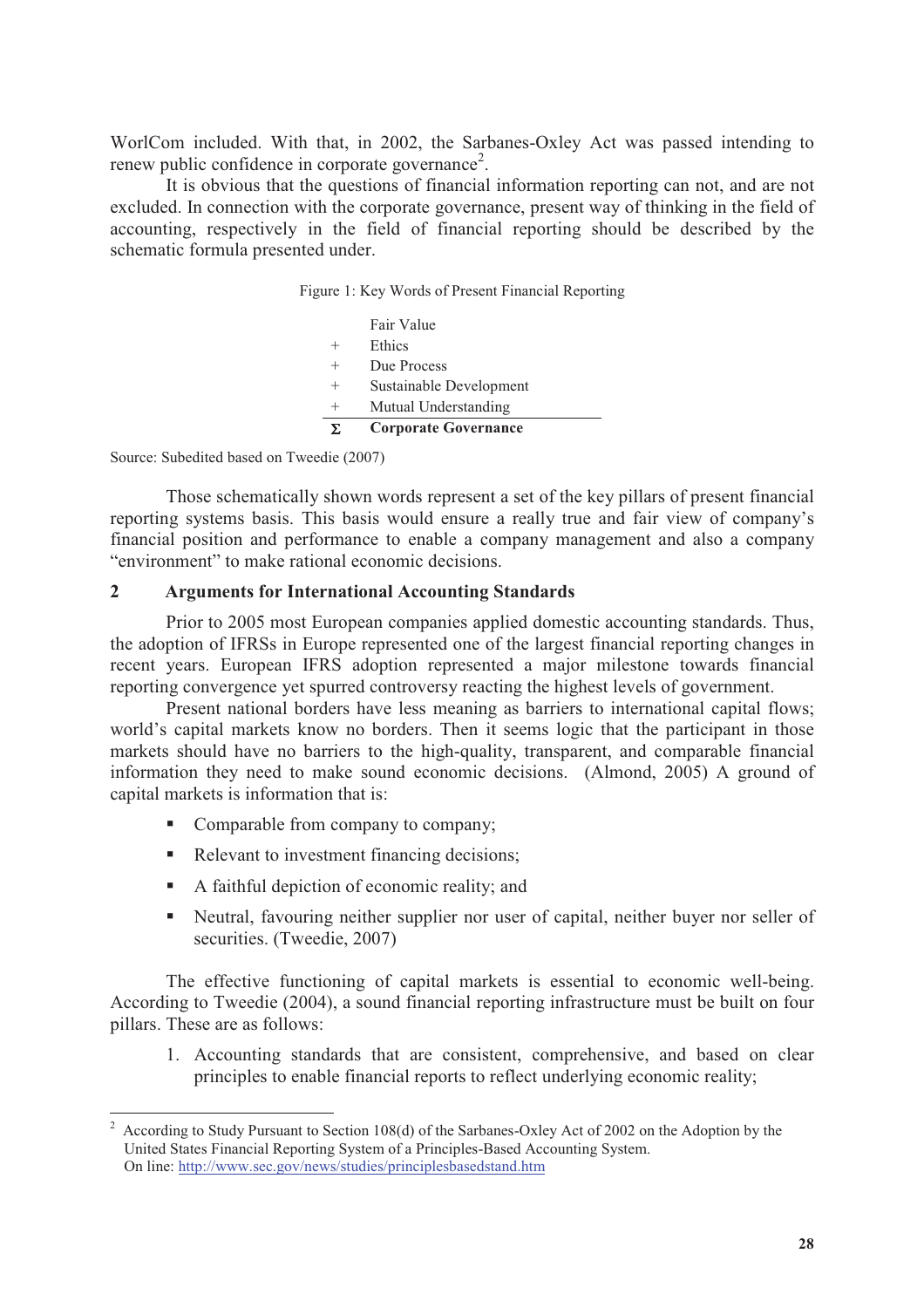WorlCom included. With that, in 2002, the Sarbanes-Oxley Act was passed intending to renew public confidence in corporate governance[2].

It is obvious that the questions of financial information reporting can not, and are not excluded. In connection with the corporate governance, present way of thinking in the field of accounting, respectively in the field of financial reporting should be described by the schematic formula presented under.

Figure 1: Key Words of Present Financial Reporting

| | |
|---|---|
| | Fair Value |
| + | Ethics |
| + | Due Process |
| + | Sustainable Development |
| + | Mutual Understanding |
| **Σ** | **Corporate Governance** |

Source: Subedited based on Tweedie (2007)

Those schematically shown words represent a set of the key pillars of present financial reporting systems basis. This basis would ensure a really true and fair view of company's financial position and performance to enable a company management and also a company "environment" to make rational economic decisions.

## 2 Arguments for International Accounting Standards

Prior to 2005 most European companies applied domestic accounting standards. Thus, the adoption of IFRSs in Europe represented one of the largest financial reporting changes in recent years. European IFRS adoption represented a major milestone towards financial reporting convergence yet spurred controversy reacting the highest levels of government.

Present national borders have less meaning as barriers to international capital flows; world's capital markets know no borders. Then it seems logic that the participant in those markets should have no barriers to the high-quality, transparent, and comparable financial information they need to make sound economic decisions. (Almond, 2005) A ground of capital markets is information that is:

- Comparable from company to company;
- Relevant to investment financing decisions;
- A faithful depiction of economic reality; and
- Neutral, favouring neither supplier nor user of capital, neither buyer nor seller of securities. (Tweedie, 2007)

The effective functioning of capital markets is essential to economic well-being. According to Tweedie (2004), a sound financial reporting infrastructure must be built on four pillars. These are as follows:

1. Accounting standards that are consistent, comprehensive, and based on clear principles to enable financial reports to reflect underlying economic reality;

---

[2] According to Study Pursuant to Section 108(d) of the Sarbanes-Oxley Act of 2002 on the Adoption by the United States Financial Reporting System of a Principles-Based Accounting System. On line: http://www.sec.gov/news/studies/principlesbasedstand.htm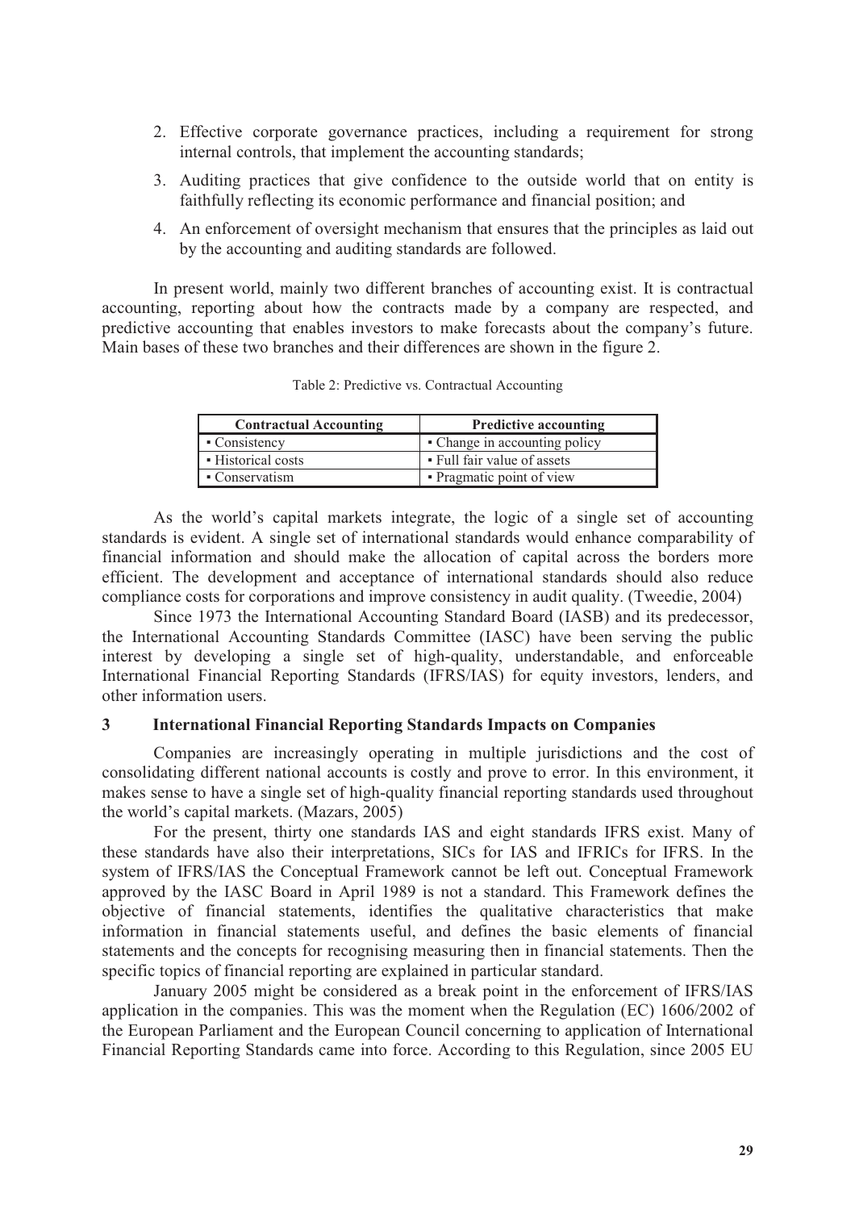2. Effective corporate governance practices, including a requirement for strong internal controls, that implement the accounting standards;
3. Auditing practices that give confidence to the outside world that on entity is faithfully reflecting its economic performance and financial position; and
4. An enforcement of oversight mechanism that ensures that the principles as laid out by the accounting and auditing standards are followed.

In present world, mainly two different branches of accounting exist. It is contractual accounting, reporting about how the contracts made by a company are respected, and predictive accounting that enables investors to make forecasts about the company's future. Main bases of these two branches and their differences are shown in the figure 2.

Table 2: Predictive vs. Contractual Accounting

| Contractual Accounting | Predictive accounting |
|---|---|
| ▪ Consistency | ▪ Change in accounting policy |
| ▪ Historical costs | ▪ Full fair value of assets |
| ▪ Conservatism | ▪ Pragmatic point of view |

As the world's capital markets integrate, the logic of a single set of accounting standards is evident. A single set of international standards would enhance comparability of financial information and should make the allocation of capital across the borders more efficient. The development and acceptance of international standards should also reduce compliance costs for corporations and improve consistency in audit quality. (Tweedie, 2004)

Since 1973 the International Accounting Standard Board (IASB) and its predecessor, the International Accounting Standards Committee (IASC) have been serving the public interest by developing a single set of high-quality, understandable, and enforceable International Financial Reporting Standards (IFRS/IAS) for equity investors, lenders, and other information users.

## 3 International Financial Reporting Standards Impacts on Companies

Companies are increasingly operating in multiple jurisdictions and the cost of consolidating different national accounts is costly and prove to error. In this environment, it makes sense to have a single set of high-quality financial reporting standards used throughout the world's capital markets. (Mazars, 2005)

For the present, thirty one standards IAS and eight standards IFRS exist. Many of these standards have also their interpretations, SICs for IAS and IFRICs for IFRS. In the system of IFRS/IAS the Conceptual Framework cannot be left out. Conceptual Framework approved by the IASC Board in April 1989 is not a standard. This Framework defines the objective of financial statements, identifies the qualitative characteristics that make information in financial statements useful, and defines the basic elements of financial statements and the concepts for recognising measuring then in financial statements. Then the specific topics of financial reporting are explained in particular standard.

January 2005 might be considered as a break point in the enforcement of IFRS/IAS application in the companies. This was the moment when the Regulation (EC) 1606/2002 of the European Parliament and the European Council concerning to application of International Financial Reporting Standards came into force. According to this Regulation, since 2005 EU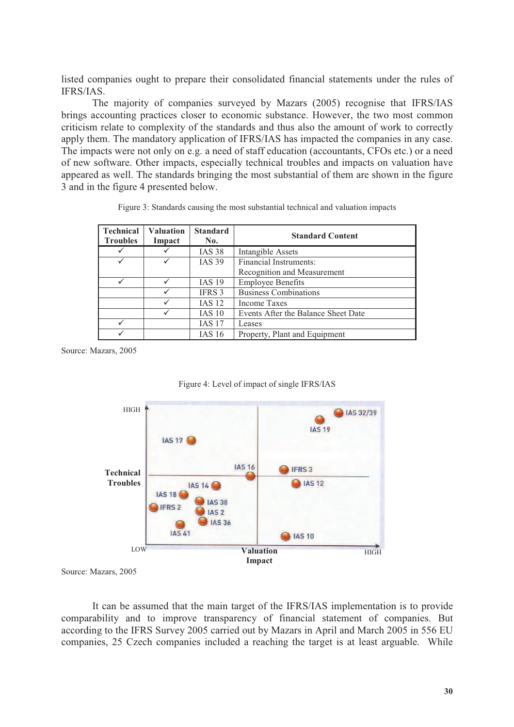listed companies ought to prepare their consolidated financial statements under the rules of IFRS/IAS.

The majority of companies surveyed by Mazars (2005) recognise that IFRS/IAS brings accounting practices closer to economic substance. However, the two most common criticism relate to complexity of the standards and thus also the amount of work to correctly apply them. The mandatory application of IFRS/IAS has impacted the companies in any case. The impacts were not only on e.g. a need of staff education (accountants, CFOs etc.) or a need of new software. Other impacts, especially technical troubles and impacts on valuation have appeared as well. The standards bringing the most substantial of them are shown in the figure 3 and in the figure 4 presented below.

Figure 3: Standards causing the most substantial technical and valuation impacts

| Technical Troubles | Valuation Impact | Standard No. | Standard Content |
|---|---|---|---|
| ✓ | ✓ | IAS 38 | Intangible Assets |
| ✓ | ✓ | IAS 39 | Financial Instruments: Recognition and Measurement |
| ✓ | ✓ | IAS 19 | Employee Benefits |
| | ✓ | IFRS 3 | Business Combinations |
| | ✓ | IAS 12 | Income Taxes |
| | ✓ | IAS 10 | Events After the Balance Sheet Date |
| ✓ | | IAS 17 | Leases |
| ✓ | | IAS 16 | Property, Plant and Equipment |

Source: Mazars, 2005

Figure 4: Level of impact of single IFRS/IAS

Source: Mazars, 2005

It can be assumed that the main target of the IFRS/IAS implementation is to provide comparability and to improve transparency of financial statement of companies. But according to the IFRS Survey 2005 carried out by Mazars in April and March 2005 in 556 EU companies, 25 Czech companies included a reaching the target is at least arguable. While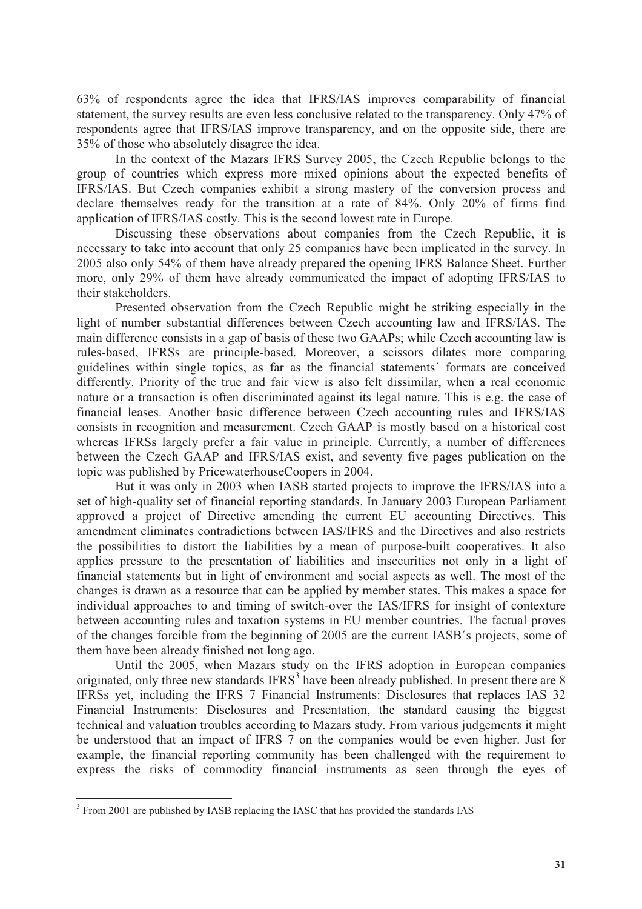63% of respondents agree the idea that IFRS/IAS improves comparability of financial statement, the survey results are even less conclusive related to the transparency. Only 47% of respondents agree that IFRS/IAS improve transparency, and on the opposite side, there are 35% of those who absolutely disagree the idea.

In the context of the Mazars IFRS Survey 2005, the Czech Republic belongs to the group of countries which express more mixed opinions about the expected benefits of IFRS/IAS. But Czech companies exhibit a strong mastery of the conversion process and declare themselves ready for the transition at a rate of 84%. Only 20% of firms find application of IFRS/IAS costly. This is the second lowest rate in Europe.

Discussing these observations about companies from the Czech Republic, it is necessary to take into account that only 25 companies have been implicated in the survey. In 2005 also only 54% of them have already prepared the opening IFRS Balance Sheet. Further more, only 29% of them have already communicated the impact of adopting IFRS/IAS to their stakeholders.

Presented observation from the Czech Republic might be striking especially in the light of number substantial differences between Czech accounting law and IFRS/IAS. The main difference consists in a gap of basis of these two GAAPs; while Czech accounting law is rules-based, IFRSs are principle-based. Moreover, a scissors dilates more comparing guidelines within single topics, as far as the financial statements´ formats are conceived differently. Priority of the true and fair view is also felt dissimilar, when a real economic nature or a transaction is often discriminated against its legal nature. This is e.g. the case of financial leases. Another basic difference between Czech accounting rules and IFRS/IAS consists in recognition and measurement. Czech GAAP is mostly based on a historical cost whereas IFRSs largely prefer a fair value in principle. Currently, a number of differences between the Czech GAAP and IFRS/IAS exist, and seventy five pages publication on the topic was published by PricewaterhouseCoopers in 2004.

But it was only in 2003 when IASB started projects to improve the IFRS/IAS into a set of high-quality set of financial reporting standards. In January 2003 European Parliament approved a project of Directive amending the current EU accounting Directives. This amendment eliminates contradictions between IAS/IFRS and the Directives and also restricts the possibilities to distort the liabilities by a mean of purpose-built cooperatives. It also applies pressure to the presentation of liabilities and insecurities not only in a light of financial statements but in light of environment and social aspects as well. The most of the changes is drawn as a resource that can be applied by member states. This makes a space for individual approaches to and timing of switch-over the IAS/IFRS for insight of contexture between accounting rules and taxation systems in EU member countries. The factual proves of the changes forcible from the beginning of 2005 are the current IASB´s projects, some of them have been already finished not long ago.

Until the 2005, when Mazars study on the IFRS adoption in European companies originated, only three new standards IFRS[3] have been already published. In present there are 8 IFRSs yet, including the IFRS 7 Financial Instruments: Disclosures that replaces IAS 32 Financial Instruments: Disclosures and Presentation, the standard causing the biggest technical and valuation troubles according to Mazars study. From various judgements it might be understood that an impact of IFRS 7 on the companies would be even higher. Just for example, the financial reporting community has been challenged with the requirement to express the risks of commodity financial instruments as seen through the eyes of

[3] From 2001 are published by IASB replacing the IASC that has provided the standards IAS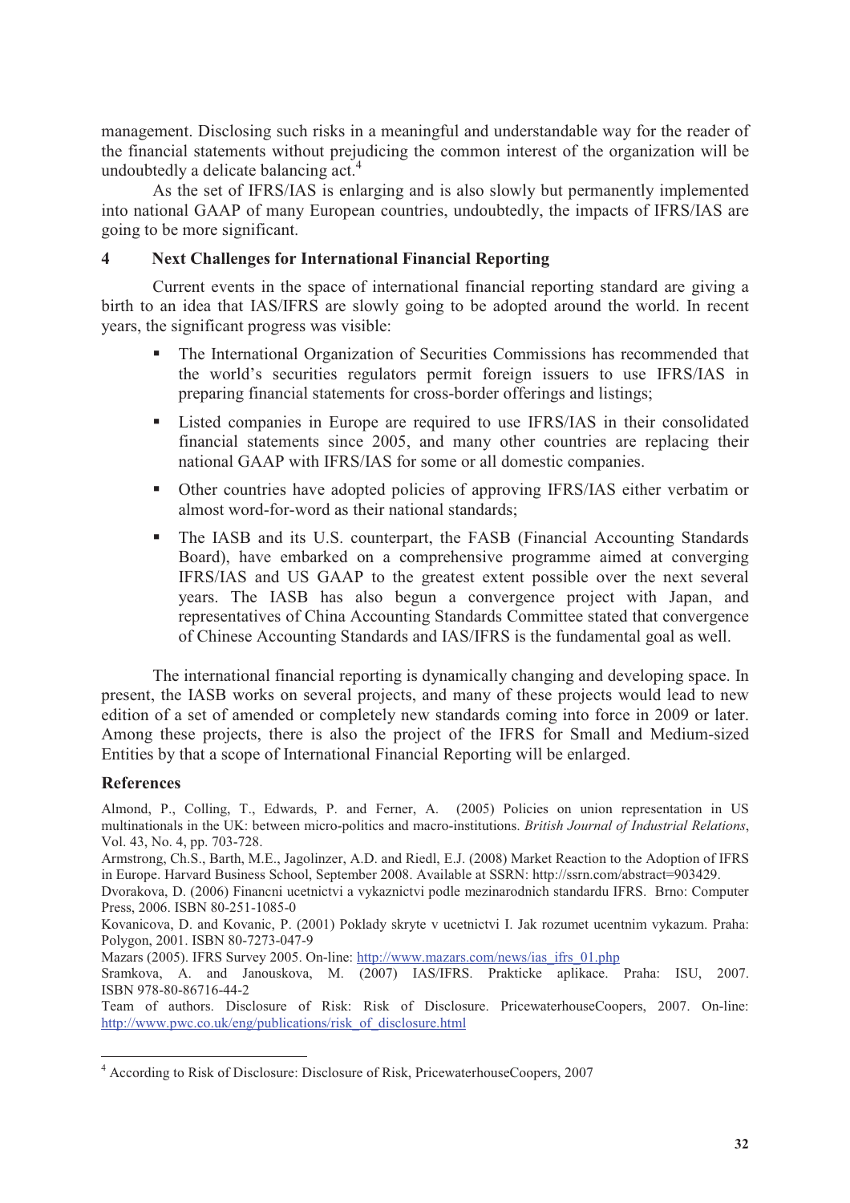management. Disclosing such risks in a meaningful and understandable way for the reader of the financial statements without prejudicing the common interest of the organization will be undoubtedly a delicate balancing act.[4]

As the set of IFRS/IAS is enlarging and is also slowly but permanently implemented into national GAAP of many European countries, undoubtedly, the impacts of IFRS/IAS are going to be more significant.

## 4 Next Challenges for International Financial Reporting

Current events in the space of international financial reporting standard are giving a birth to an idea that IAS/IFRS are slowly going to be adopted around the world. In recent years, the significant progress was visible:

- The International Organization of Securities Commissions has recommended that the world's securities regulators permit foreign issuers to use IFRS/IAS in preparing financial statements for cross-border offerings and listings;
- Listed companies in Europe are required to use IFRS/IAS in their consolidated financial statements since 2005, and many other countries are replacing their national GAAP with IFRS/IAS for some or all domestic companies.
- Other countries have adopted policies of approving IFRS/IAS either verbatim or almost word-for-word as their national standards;
- The IASB and its U.S. counterpart, the FASB (Financial Accounting Standards Board), have embarked on a comprehensive programme aimed at converging IFRS/IAS and US GAAP to the greatest extent possible over the next several years. The IASB has also begun a convergence project with Japan, and representatives of China Accounting Standards Committee stated that convergence of Chinese Accounting Standards and IAS/IFRS is the fundamental goal as well.

The international financial reporting is dynamically changing and developing space. In present, the IASB works on several projects, and many of these projects would lead to new edition of a set of amended or completely new standards coming into force in 2009 or later. Among these projects, there is also the project of the IFRS for Small and Medium-sized Entities by that a scope of International Financial Reporting will be enlarged.

## References

Almond, P., Colling, T., Edwards, P. and Ferner, A. (2005) Policies on union representation in US multinationals in the UK: between micro-politics and macro-institutions. *British Journal of Industrial Relations*, Vol. 43, No. 4, pp. 703-728.

Armstrong, Ch.S., Barth, M.E., Jagolinzer, A.D. and Riedl, E.J. (2008) Market Reaction to the Adoption of IFRS in Europe. Harvard Business School, September 2008. Available at SSRN: http://ssrn.com/abstract=903429.

Dvorakova, D. (2006) Financni ucetnictvi a vykaznictvi podle mezinarodnich standardu IFRS. Brno: Computer Press, 2006. ISBN 80-251-1085-0

Kovanicova, D. and Kovanic, P. (2001) Poklady skryte v ucetnictvi I. Jak rozumet ucentnim vykazum. Praha: Polygon, 2001. ISBN 80-7273-047-9

Mazars (2005). IFRS Survey 2005. On-line: http://www.mazars.com/news/ias_ifrs_01.php

Sramkova, A. and Janouskova, M. (2007) IAS/IFRS. Prakticke aplikace. Praha: ISU, 2007. ISBN 978-80-86716-44-2

Team of authors. Disclosure of Risk: Risk of Disclosure. PricewaterhouseCoopers, 2007. On-line: http://www.pwc.co.uk/eng/publications/risk_of_disclosure.html

[4] According to Risk of Disclosure: Disclosure of Risk, PricewaterhouseCoopers, 2007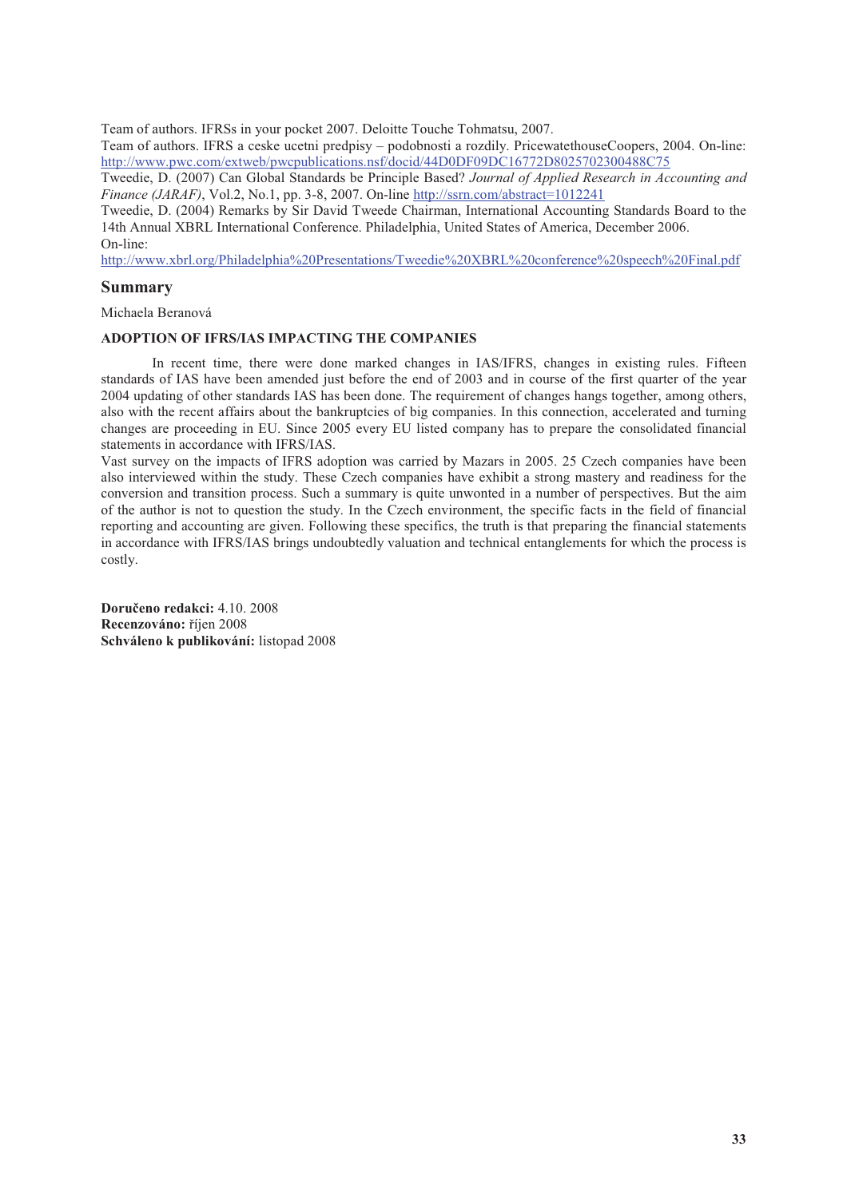Team of authors. IFRSs in your pocket 2007. Deloitte Touche Tohmatsu, 2007.

Team of authors. IFRS a ceske ucetni predpisy – podobnosti a rozdily. PricewatethouseCoopers, 2004. On-line: http://www.pwc.com/extweb/pwcpublications.nsf/docid/44D0DF09DC16772D8025702300488C75

Tweedie, D. (2007) Can Global Standards be Principle Based? *Journal of Applied Research in Accounting and Finance (JARAF)*, Vol.2, No.1, pp. 3-8, 2007. On-line http://ssrn.com/abstract=1012241

Tweedie, D. (2004) Remarks by Sir David Tweede Chairman, International Accounting Standards Board to the 14th Annual XBRL International Conference. Philadelphia, United States of America, December 2006. On-line: http://www.xbrl.org/Philadelphia%20Presentations/Tweedie%20XBRL%20conference%20speech%20Final.pdf

## Summary

Michaela Beranová

**ADOPTION OF IFRS/IAS IMPACTING THE COMPANIES**

In recent time, there were done marked changes in IAS/IFRS, changes in existing rules. Fifteen standards of IAS have been amended just before the end of 2003 and in course of the first quarter of the year 2004 updating of other standards IAS has been done. The requirement of changes hangs together, among others, also with the recent affairs about the bankruptcies of big companies. In this connection, accelerated and turning changes are proceeding in EU. Since 2005 every EU listed company has to prepare the consolidated financial statements in accordance with IFRS/IAS.

Vast survey on the impacts of IFRS adoption was carried by Mazars in 2005. 25 Czech companies have been also interviewed within the study. These Czech companies have exhibit a strong mastery and readiness for the conversion and transition process. Such a summary is quite unwonted in a number of perspectives. But the aim of the author is not to question the study. In the Czech environment, the specific facts in the field of financial reporting and accounting are given. Following these specifics, the truth is that preparing the financial statements in accordance with IFRS/IAS brings undoubtedly valuation and technical entanglements for which the process is costly.

**Doručeno redakci:** 4.10. 2008
**Recenzováno:** říjen 2008
**Schváleno k publikování:** listopad 2008